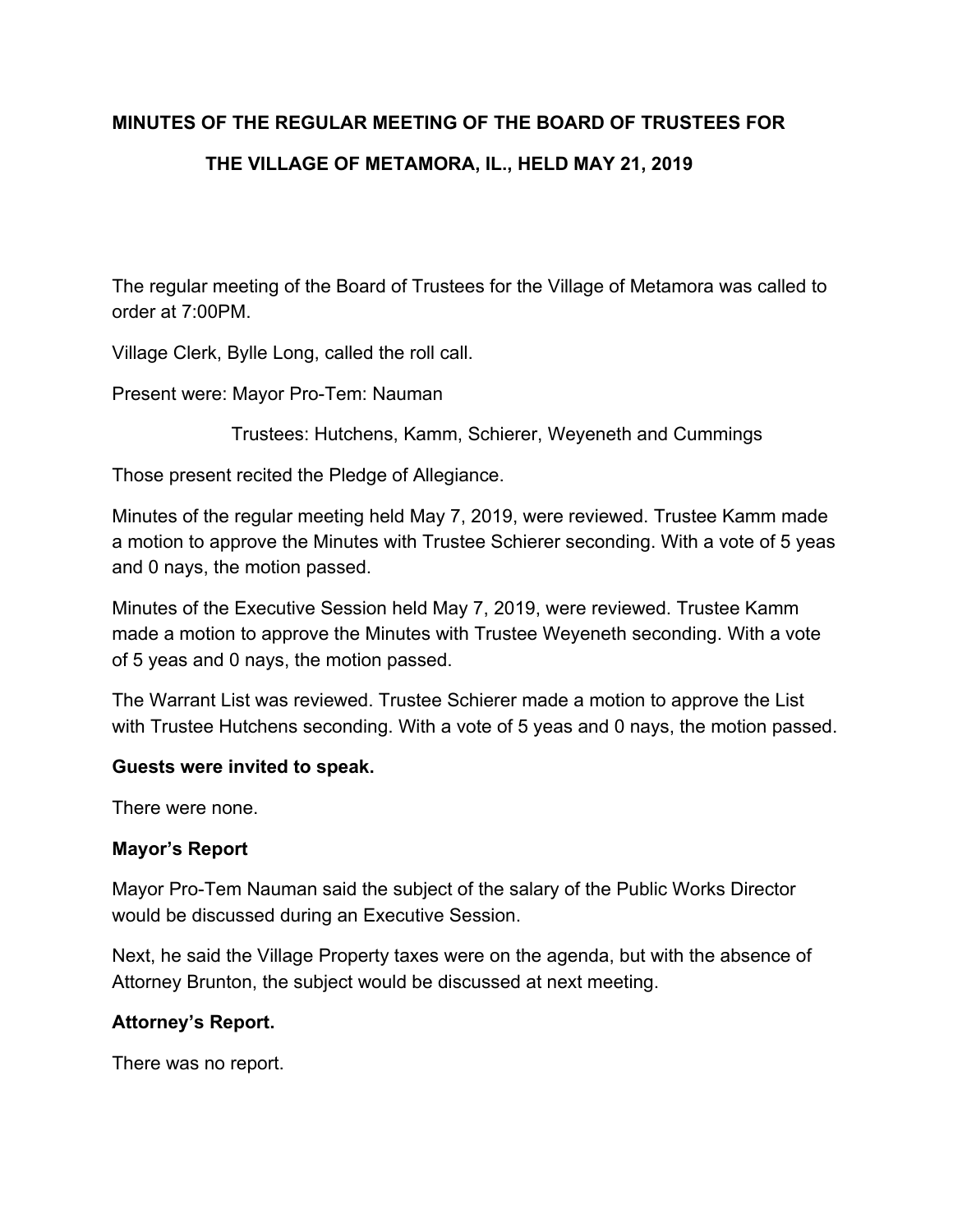**MINUTES OF THE REGULAR MEETING OF THE BOARD OF TRUSTEES FOR THE VILLAGE OF METAMORA, IL., HELD MAY 21, 2019**

The regular meeting of the Board of Trustees for the Village of Metamora was called to order at 7:00PM.

Village Clerk, Bylle Long, called the roll call.

Present were: Mayor Pro-Tem: Nauman

Trustees: Hutchens, Kamm, Schierer, Weyeneth and Cummings

Those present recited the Pledge of Allegiance.

Minutes of the regular meeting held May 7, 2019, were reviewed. Trustee Kamm made a motion to approve the Minutes with Trustee Schierer seconding. With a vote of 5 yeas and 0 nays, the motion passed.

Minutes of the Executive Session held May 7, 2019, were reviewed. Trustee Kamm made a motion to approve the Minutes with Trustee Weyeneth seconding. With a vote of 5 yeas and 0 nays, the motion passed.

The Warrant List was reviewed. Trustee Schierer made a motion to approve the List with Trustee Hutchens seconding. With a vote of 5 yeas and 0 nays, the motion passed.

**Guests were invited to speak.**

There were none.

**Mayor's Report**

Mayor Pro-Tem Nauman said the subject of the salary of the Public Works Director would be discussed during an Executive Session.

Next, he said the Village Property taxes were on the agenda, but with the absence of Attorney Brunton, the subject would be discussed at next meeting.

**Attorney's Report.**

There was no report.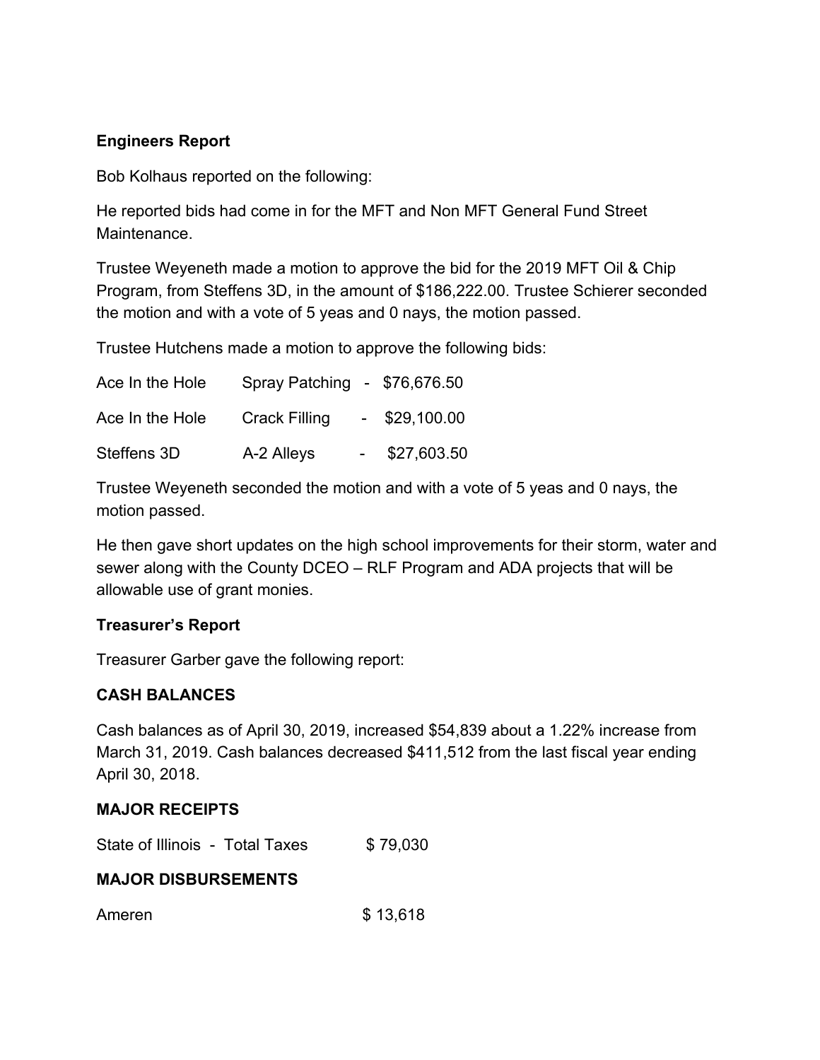**Engineers Report**

Bob Kolhaus reported on the following:

He reported bids had come in for the MFT and Non MFT General Fund Street Maintenance.

Trustee Weyeneth made a motion to approve the bid for the 2019 MFT Oil & Chip Program, from Steffens 3D, in the amount of $186,222.00. Trustee Schierer seconded the motion and with a vote of 5 yeas and 0 nays, the motion passed.

Trustee Hutchens made a motion to approve the following bids:

| | | |
|---|---|---|
| Ace In the Hole | Spray Patching | - $76,676.50 |
| Ace In the Hole | Crack Filling | - $29,100.00 |
| Steffens 3D | A-2 Alleys | - $27,603.50 |

Trustee Weyeneth seconded the motion and with a vote of 5 yeas and 0 nays, the motion passed.

He then gave short updates on the high school improvements for their storm, water and sewer along with the County DCEO – RLF Program and ADA projects that will be allowable use of grant monies.

**Treasurer's Report**

Treasurer Garber gave the following report:

**CASH BALANCES**

Cash balances as of April 30, 2019, increased $54,839 about a 1.22% increase from March 31, 2019. Cash balances decreased $411,512 from the last fiscal year ending April 30, 2018.

**MAJOR RECEIPTS**

State of Illinois - Total Taxes $ 79,030

**MAJOR DISBURSEMENTS**

Ameren $ 13,618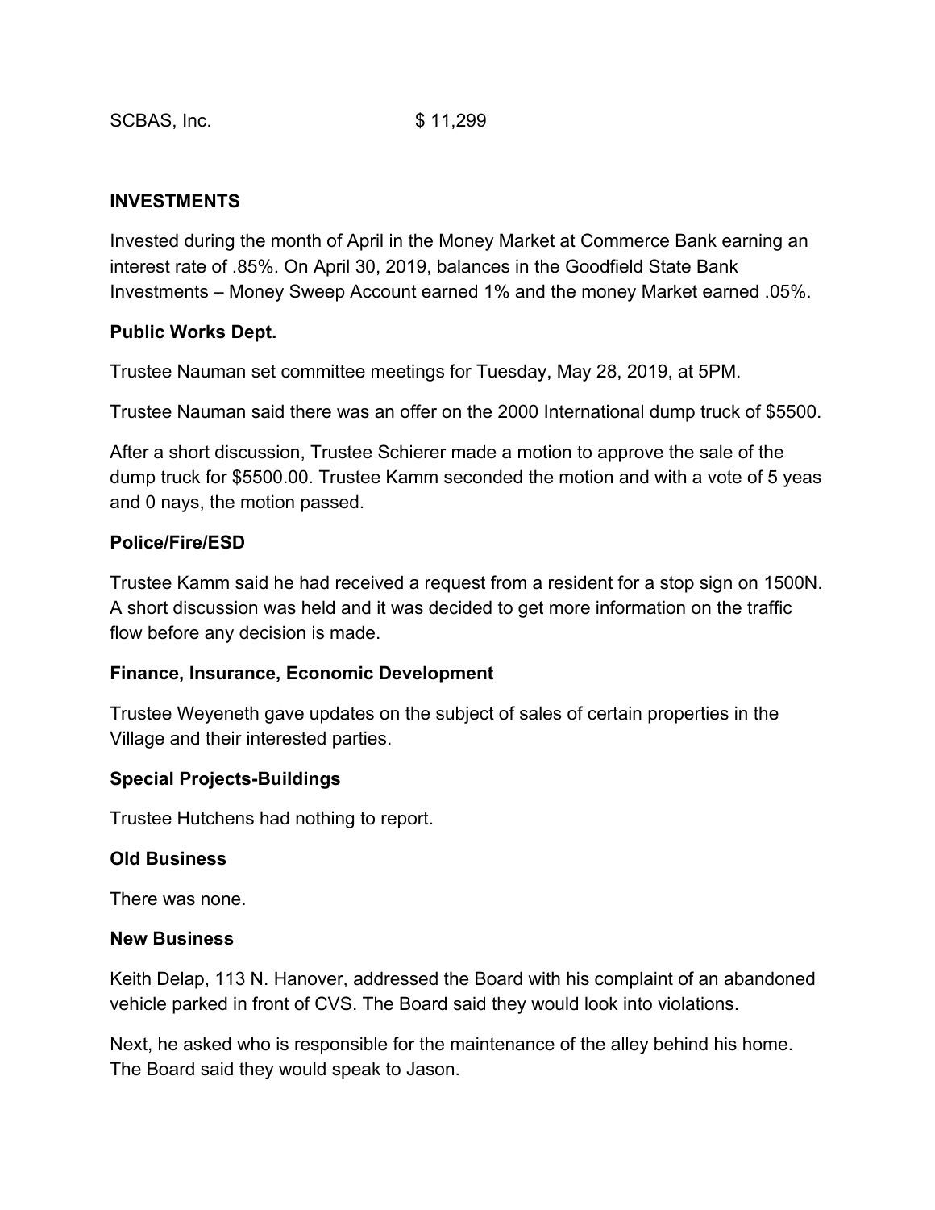| SCBAS, Inc. | $ 11,299 |
|---|---|

**INVESTMENTS**

Invested during the month of April in the Money Market at Commerce Bank earning an interest rate of .85%. On April 30, 2019, balances in the Goodfield State Bank Investments – Money Sweep Account earned 1% and the money Market earned .05%.

**Public Works Dept.**

Trustee Nauman set committee meetings for Tuesday, May 28, 2019, at 5PM.

Trustee Nauman said there was an offer on the 2000 International dump truck of $5500.

After a short discussion, Trustee Schierer made a motion to approve the sale of the dump truck for $5500.00. Trustee Kamm seconded the motion and with a vote of 5 yeas and 0 nays, the motion passed.

**Police/Fire/ESD**

Trustee Kamm said he had received a request from a resident for a stop sign on 1500N. A short discussion was held and it was decided to get more information on the traffic flow before any decision is made.

**Finance, Insurance, Economic Development**

Trustee Weyeneth gave updates on the subject of sales of certain properties in the Village and their interested parties.

**Special Projects-Buildings**

Trustee Hutchens had nothing to report.

**Old Business**

There was none.

**New Business**

Keith Delap, 113 N. Hanover, addressed the Board with his complaint of an abandoned vehicle parked in front of CVS. The Board said they would look into violations.

Next, he asked who is responsible for the maintenance of the alley behind his home. The Board said they would speak to Jason.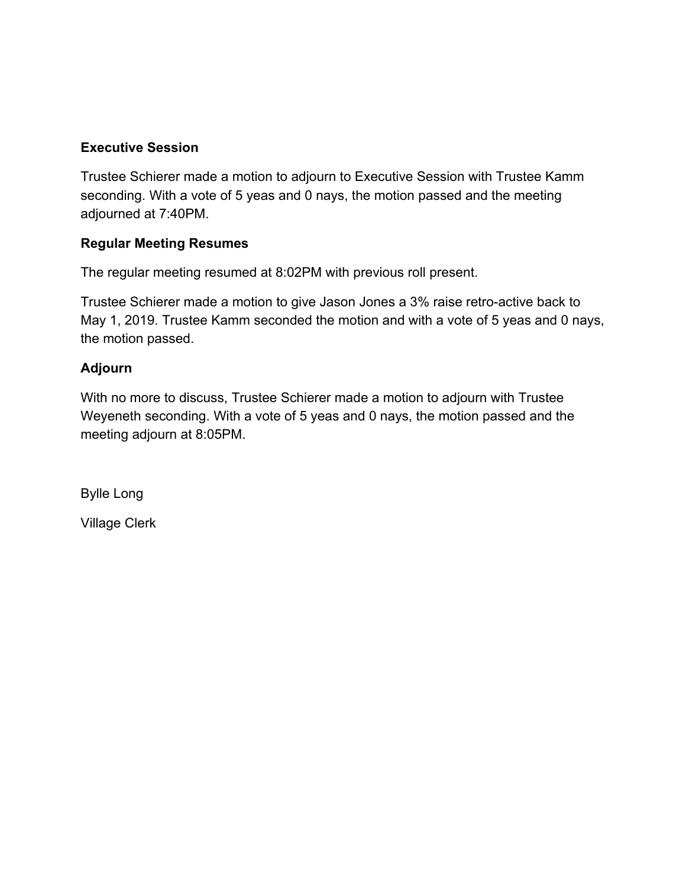**Executive Session**

Trustee Schierer made a motion to adjourn to Executive Session with Trustee Kamm seconding. With a vote of 5 yeas and 0 nays, the motion passed and the meeting adjourned at 7:40PM.

**Regular Meeting Resumes**

The regular meeting resumed at 8:02PM with previous roll present.

Trustee Schierer made a motion to give Jason Jones a 3% raise retro-active back to May 1, 2019. Trustee Kamm seconded the motion and with a vote of 5 yeas and 0 nays, the motion passed.

**Adjourn**

With no more to discuss, Trustee Schierer made a motion to adjourn with Trustee Weyeneth seconding. With a vote of 5 yeas and 0 nays, the motion passed and the meeting adjourn at 8:05PM.

Bylle Long

Village Clerk